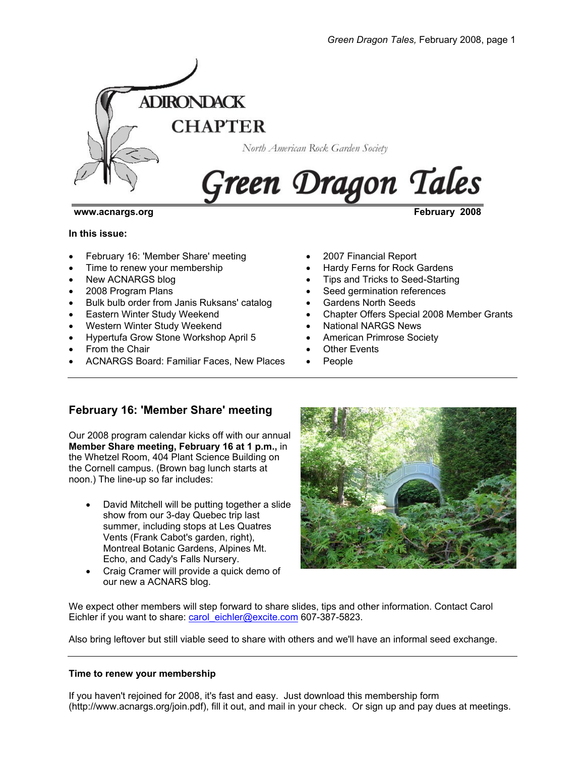# ADIRONDACK CHAPTER

North American Rock Garden Society

# Green Dragon Tales

**www.acnargs.org** **February 2008**

**In this issue:**

- February 16: 'Member Share' meeting
- Time to renew your membership
- New ACNARGS blog
- 2008 Program Plans
- Bulk bulb order from Janis Ruksans' catalog
- Eastern Winter Study Weekend
- Western Winter Study Weekend
- Hypertufa Grow Stone Workshop April 5
- From the Chair
- ACNARGS Board: Familiar Faces, New Places
- 2007 Financial Report
- Hardy Ferns for Rock Gardens
- Tips and Tricks to Seed-Starting
- Seed germination references
- Gardens North Seeds
- Chapter Offers Special 2008 Member Grants
- National NARGS News
- American Primrose Society
- Other Events
- People

---

## February 16: 'Member Share' meeting

Our 2008 program calendar kicks off with our annual **Member Share meeting, February 16 at 1 p.m.,** in the Whetzel Room, 404 Plant Science Building on the Cornell campus. (Brown bag lunch starts at noon.) The line-up so far includes:

- David Mitchell will be putting together a slide show from our 3-day Quebec trip last summer, including stops at Les Quatres Vents (Frank Cabot's garden, right), Montreal Botanic Gardens, Alpines Mt. Echo, and Cady's Falls Nursery.
- Craig Cramer will provide a quick demo of our new a ACNARS blog.

We expect other members will step forward to share slides, tips and other information. Contact Carol Eichler if you want to share: carol_eichler@excite.com 607-387-5823.

Also bring leftover but still viable seed to share with others and we'll have an informal seed exchange.

---

### Time to renew your membership

If you haven't rejoined for 2008, it's fast and easy. Just download this membership form (http://www.acnargs.org/join.pdf), fill it out, and mail in your check. Or sign up and pay dues at meetings.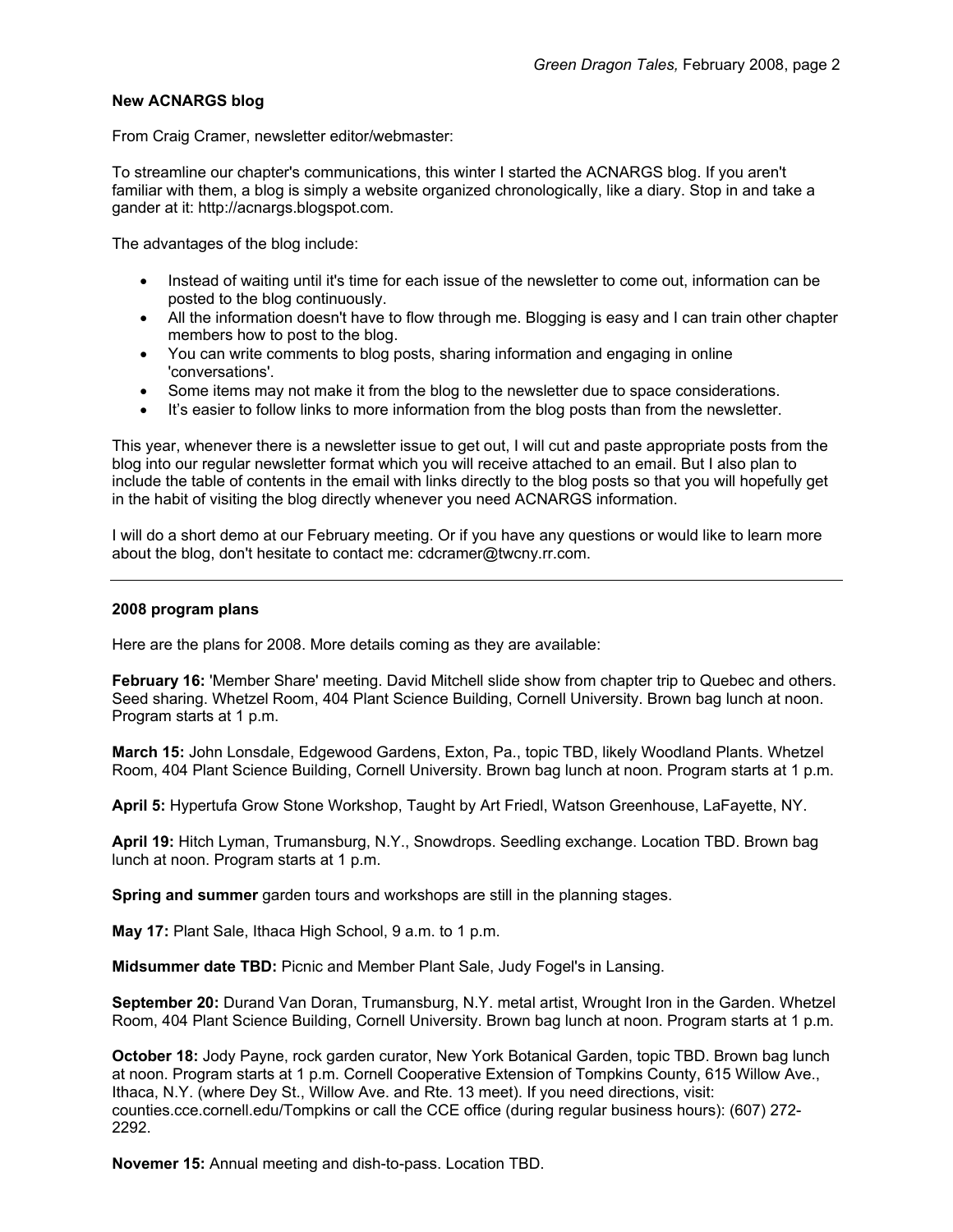**New ACNARGS blog**

From Craig Cramer, newsletter editor/webmaster:

To streamline our chapter's communications, this winter I started the ACNARGS blog. If you aren't familiar with them, a blog is simply a website organized chronologically, like a diary. Stop in and take a gander at it: http://acnargs.blogspot.com.

The advantages of the blog include:

- Instead of waiting until it's time for each issue of the newsletter to come out, information can be posted to the blog continuously.
- All the information doesn't have to flow through me. Blogging is easy and I can train other chapter members how to post to the blog.
- You can write comments to blog posts, sharing information and engaging in online 'conversations'.
- Some items may not make it from the blog to the newsletter due to space considerations.
- It's easier to follow links to more information from the blog posts than from the newsletter.

This year, whenever there is a newsletter issue to get out, I will cut and paste appropriate posts from the blog into our regular newsletter format which you will receive attached to an email. But I also plan to include the table of contents in the email with links directly to the blog posts so that you will hopefully get in the habit of visiting the blog directly whenever you need ACNARGS information.

I will do a short demo at our February meeting. Or if you have any questions or would like to learn more about the blog, don't hesitate to contact me: cdcramer@twcny.rr.com.

---

**2008 program plans**

Here are the plans for 2008. More details coming as they are available:

**February 16:** 'Member Share' meeting. David Mitchell slide show from chapter trip to Quebec and others. Seed sharing. Whetzel Room, 404 Plant Science Building, Cornell University. Brown bag lunch at noon. Program starts at 1 p.m.

**March 15:** John Lonsdale, Edgewood Gardens, Exton, Pa., topic TBD, likely Woodland Plants. Whetzel Room, 404 Plant Science Building, Cornell University. Brown bag lunch at noon. Program starts at 1 p.m.

**April 5:** Hypertufa Grow Stone Workshop, Taught by Art Friedl, Watson Greenhouse, LaFayette, NY.

**April 19:** Hitch Lyman, Trumansburg, N.Y., Snowdrops. Seedling exchange. Location TBD. Brown bag lunch at noon. Program starts at 1 p.m.

**Spring and summer** garden tours and workshops are still in the planning stages.

**May 17:** Plant Sale, Ithaca High School, 9 a.m. to 1 p.m.

**Midsummer date TBD:** Picnic and Member Plant Sale, Judy Fogel's in Lansing.

**September 20:** Durand Van Doran, Trumansburg, N.Y. metal artist, Wrought Iron in the Garden. Whetzel Room, 404 Plant Science Building, Cornell University. Brown bag lunch at noon. Program starts at 1 p.m.

**October 18:** Jody Payne, rock garden curator, New York Botanical Garden, topic TBD. Brown bag lunch at noon. Program starts at 1 p.m. Cornell Cooperative Extension of Tompkins County, 615 Willow Ave., Ithaca, N.Y. (where Dey St., Willow Ave. and Rte. 13 meet). If you need directions, visit: counties.cce.cornell.edu/Tompkins or call the CCE office (during regular business hours): (607) 272-2292.

**Novemer 15:** Annual meeting and dish-to-pass. Location TBD.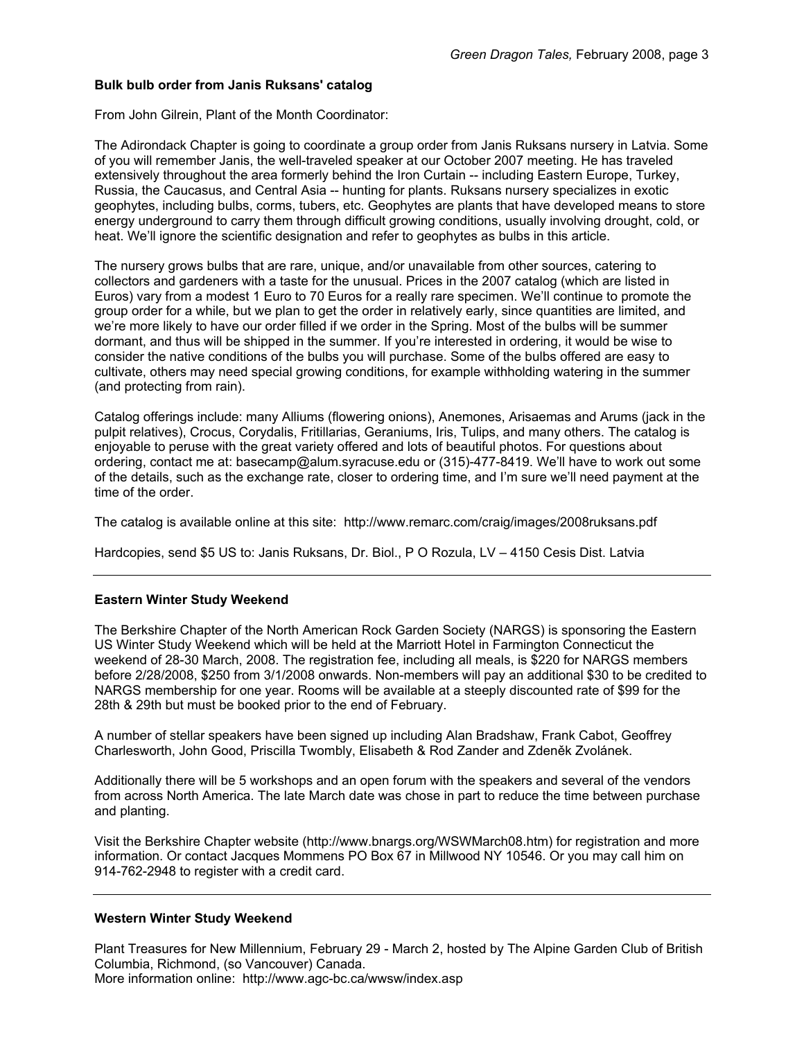### Bulk bulb order from Janis Ruksans' catalog

From John Gilrein, Plant of the Month Coordinator:

The Adirondack Chapter is going to coordinate a group order from Janis Ruksans nursery in Latvia. Some of you will remember Janis, the well-traveled speaker at our October 2007 meeting. He has traveled extensively throughout the area formerly behind the Iron Curtain -- including Eastern Europe, Turkey, Russia, the Caucasus, and Central Asia -- hunting for plants. Ruksans nursery specializes in exotic geophytes, including bulbs, corms, tubers, etc. Geophytes are plants that have developed means to store energy underground to carry them through difficult growing conditions, usually involving drought, cold, or heat. We'll ignore the scientific designation and refer to geophytes as bulbs in this article.

The nursery grows bulbs that are rare, unique, and/or unavailable from other sources, catering to collectors and gardeners with a taste for the unusual. Prices in the 2007 catalog (which are listed in Euros) vary from a modest 1 Euro to 70 Euros for a really rare specimen. We'll continue to promote the group order for a while, but we plan to get the order in relatively early, since quantities are limited, and we're more likely to have our order filled if we order in the Spring. Most of the bulbs will be summer dormant, and thus will be shipped in the summer. If you're interested in ordering, it would be wise to consider the native conditions of the bulbs you will purchase. Some of the bulbs offered are easy to cultivate, others may need special growing conditions, for example withholding watering in the summer (and protecting from rain).

Catalog offerings include: many Alliums (flowering onions), Anemones, Arisaemas and Arums (jack in the pulpit relatives), Crocus, Corydalis, Fritillarias, Geraniums, Iris, Tulips, and many others. The catalog is enjoyable to peruse with the great variety offered and lots of beautiful photos. For questions about ordering, contact me at: basecamp@alum.syracuse.edu or (315)-477-8419. We'll have to work out some of the details, such as the exchange rate, closer to ordering time, and I'm sure we'll need payment at the time of the order.

The catalog is available online at this site: http://www.remarc.com/craig/images/2008ruksans.pdf

Hardcopies, send $5 US to: Janis Ruksans, Dr. Biol., P O Rozula, LV – 4150 Cesis Dist. Latvia

---

### Eastern Winter Study Weekend

The Berkshire Chapter of the North American Rock Garden Society (NARGS) is sponsoring the Eastern US Winter Study Weekend which will be held at the Marriott Hotel in Farmington Connecticut the weekend of 28-30 March, 2008. The registration fee, including all meals, is $220 for NARGS members before 2/28/2008, $250 from 3/1/2008 onwards. Non-members will pay an additional $30 to be credited to NARGS membership for one year. Rooms will be available at a steeply discounted rate of $99 for the 28th & 29th but must be booked prior to the end of February.

A number of stellar speakers have been signed up including Alan Bradshaw, Frank Cabot, Geoffrey Charlesworth, John Good, Priscilla Twombly, Elisabeth & Rod Zander and Zdeněk Zvolánek.

Additionally there will be 5 workshops and an open forum with the speakers and several of the vendors from across North America. The late March date was chose in part to reduce the time between purchase and planting.

Visit the Berkshire Chapter website (http://www.bnargs.org/WSWMarch08.htm) for registration and more information. Or contact Jacques Mommens PO Box 67 in Millwood NY 10546. Or you may call him on 914-762-2948 to register with a credit card.

---

### Western Winter Study Weekend

Plant Treasures for New Millennium, February 29 - March 2, hosted by The Alpine Garden Club of British Columbia, Richmond, (so Vancouver) Canada.
More information online: http://www.agc-bc.ca/wwsw/index.asp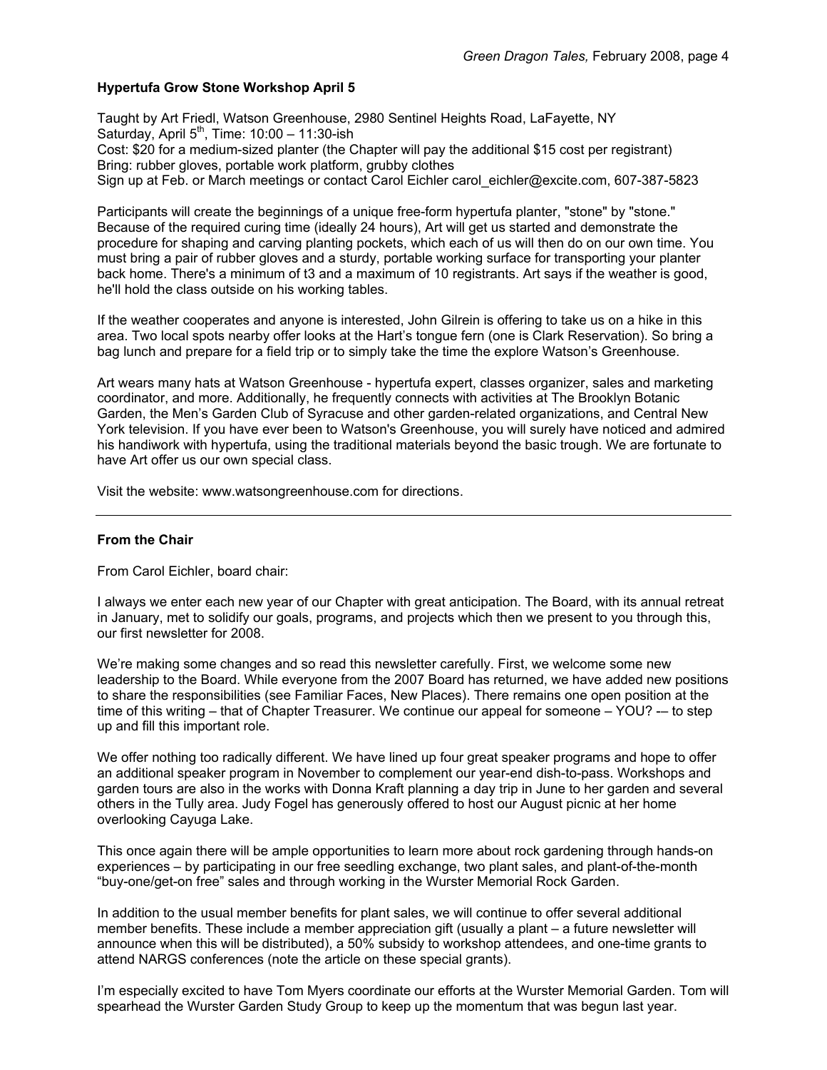### Hypertufa Grow Stone Workshop April 5

Taught by Art Friedl, Watson Greenhouse, 2980 Sentinel Heights Road, LaFayette, NY
Saturday, April 5th, Time: 10:00 – 11:30-ish
Cost: $20 for a medium-sized planter (the Chapter will pay the additional $15 cost per registrant)
Bring: rubber gloves, portable work platform, grubby clothes
Sign up at Feb. or March meetings or contact Carol Eichler carol_eichler@excite.com, 607-387-5823

Participants will create the beginnings of a unique free-form hypertufa planter, "stone" by "stone." Because of the required curing time (ideally 24 hours), Art will get us started and demonstrate the procedure for shaping and carving planting pockets, which each of us will then do on our own time. You must bring a pair of rubber gloves and a sturdy, portable working surface for transporting your planter back home. There's a minimum of t3 and a maximum of 10 registrants. Art says if the weather is good, he'll hold the class outside on his working tables.

If the weather cooperates and anyone is interested, John Gilrein is offering to take us on a hike in this area. Two local spots nearby offer looks at the Hart's tongue fern (one is Clark Reservation). So bring a bag lunch and prepare for a field trip or to simply take the time the explore Watson's Greenhouse.

Art wears many hats at Watson Greenhouse - hypertufa expert, classes organizer, sales and marketing coordinator, and more. Additionally, he frequently connects with activities at The Brooklyn Botanic Garden, the Men's Garden Club of Syracuse and other garden-related organizations, and Central New York television. If you have ever been to Watson's Greenhouse, you will surely have noticed and admired his handiwork with hypertufa, using the traditional materials beyond the basic trough. We are fortunate to have Art offer us our own special class.

Visit the website: www.watsongreenhouse.com for directions.

---

### From the Chair

From Carol Eichler, board chair:

I always we enter each new year of our Chapter with great anticipation. The Board, with its annual retreat in January, met to solidify our goals, programs, and projects which then we present to you through this, our first newsletter for 2008.

We're making some changes and so read this newsletter carefully. First, we welcome some new leadership to the Board. While everyone from the 2007 Board has returned, we have added new positions to share the responsibilities (see Familiar Faces, New Places). There remains one open position at the time of this writing – that of Chapter Treasurer. We continue our appeal for someone – YOU? -– to step up and fill this important role.

We offer nothing too radically different. We have lined up four great speaker programs and hope to offer an additional speaker program in November to complement our year-end dish-to-pass. Workshops and garden tours are also in the works with Donna Kraft planning a day trip in June to her garden and several others in the Tully area. Judy Fogel has generously offered to host our August picnic at her home overlooking Cayuga Lake.

This once again there will be ample opportunities to learn more about rock gardening through hands-on experiences – by participating in our free seedling exchange, two plant sales, and plant-of-the-month "buy-one/get-on free" sales and through working in the Wurster Memorial Rock Garden.

In addition to the usual member benefits for plant sales, we will continue to offer several additional member benefits. These include a member appreciation gift (usually a plant – a future newsletter will announce when this will be distributed), a 50% subsidy to workshop attendees, and one-time grants to attend NARGS conferences (note the article on these special grants).

I'm especially excited to have Tom Myers coordinate our efforts at the Wurster Memorial Garden. Tom will spearhead the Wurster Garden Study Group to keep up the momentum that was begun last year.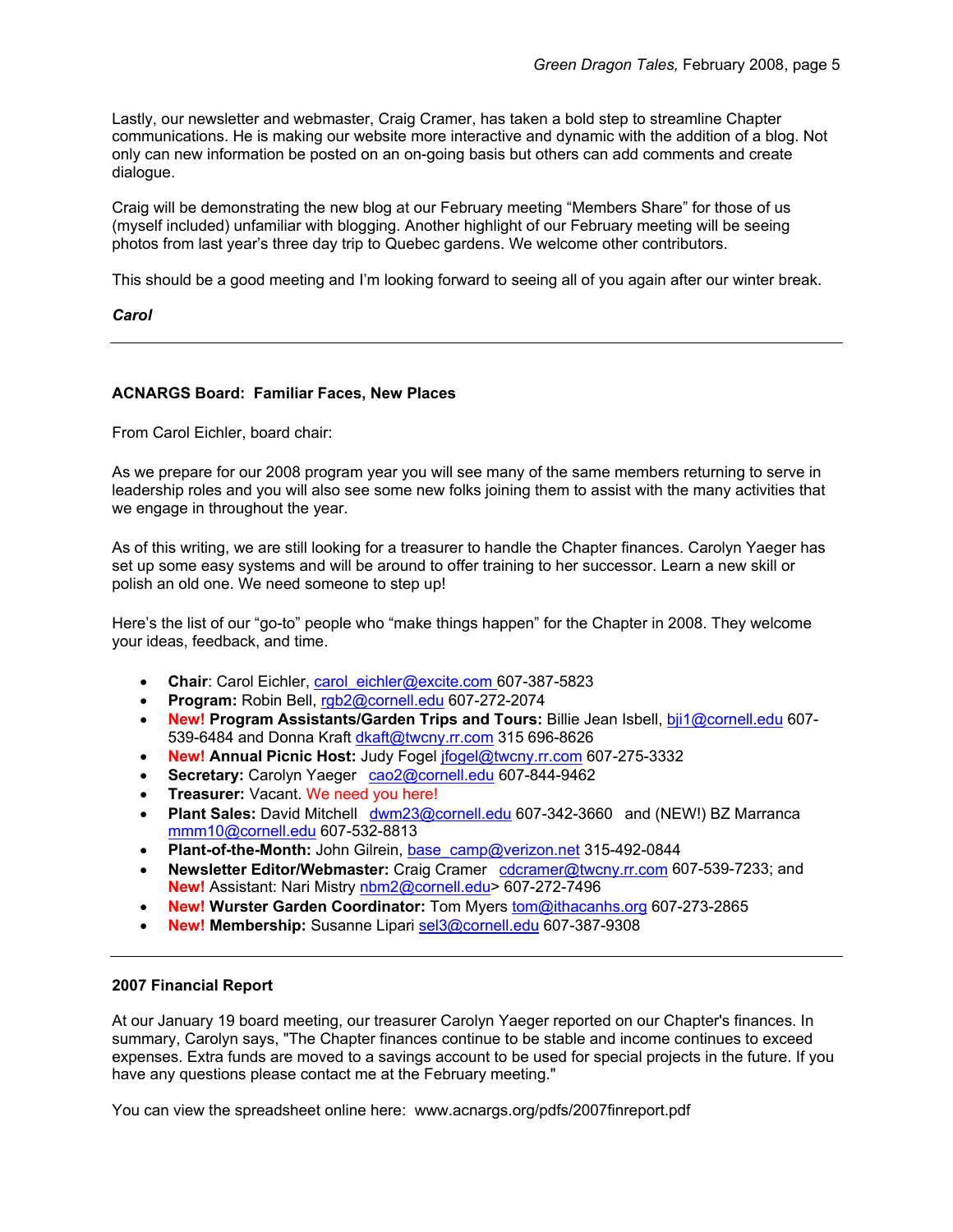Lastly, our newsletter and webmaster, Craig Cramer, has taken a bold step to streamline Chapter communications. He is making our website more interactive and dynamic with the addition of a blog. Not only can new information be posted on an on-going basis but others can add comments and create dialogue.

Craig will be demonstrating the new blog at our February meeting "Members Share" for those of us (myself included) unfamiliar with blogging. Another highlight of our February meeting will be seeing photos from last year's three day trip to Quebec gardens. We welcome other contributors.

This should be a good meeting and I'm looking forward to seeing all of you again after our winter break.

***Carol***

---

### ACNARGS Board: Familiar Faces, New Places

From Carol Eichler, board chair:

As we prepare for our 2008 program year you will see many of the same members returning to serve in leadership roles and you will also see some new folks joining them to assist with the many activities that we engage in throughout the year.

As of this writing, we are still looking for a treasurer to handle the Chapter finances. Carolyn Yaeger has set up some easy systems and will be around to offer training to her successor. Learn a new skill or polish an old one. We need someone to step up!

Here's the list of our "go-to" people who "make things happen" for the Chapter in 2008. They welcome your ideas, feedback, and time.

- **Chair**: Carol Eichler, carol_eichler@excite.com 607-387-5823
- **Program:** Robin Bell, rgb2@cornell.edu 607-272-2074
- New! **Program Assistants/Garden Trips and Tours:** Billie Jean Isbell, bji1@cornell.edu 607-539-6484 and Donna Kraft dkaft@twcny.rr.com 315 696-8626
- New! **Annual Picnic Host:** Judy Fogel jfogel@twcny.rr.com 607-275-3332
- **Secretary:** Carolyn Yaeger cao2@cornell.edu 607-844-9462
- **Treasurer:** Vacant. We need you here!
- **Plant Sales:** David Mitchell dwm23@cornell.edu 607-342-3660 and (NEW!) BZ Marranca mmm10@cornell.edu 607-532-8813
- **Plant-of-the-Month:** John Gilrein, base_camp@verizon.net 315-492-0844
- **Newsletter Editor/Webmaster:** Craig Cramer cdcramer@twcny.rr.com 607-539-7233; and New! Assistant: Nari Mistry nbm2@cornell.edu> 607-272-7496
- New! **Wurster Garden Coordinator:** Tom Myers tom@ithacanhs.org 607-273-2865
- New! **Membership:** Susanne Lipari sel3@cornell.edu 607-387-9308

---

### 2007 Financial Report

At our January 19 board meeting, our treasurer Carolyn Yaeger reported on our Chapter's finances. In summary, Carolyn says, "The Chapter finances continue to be stable and income continues to exceed expenses. Extra funds are moved to a savings account to be used for special projects in the future. If you have any questions please contact me at the February meeting."

You can view the spreadsheet online here: www.acnargs.org/pdfs/2007finreport.pdf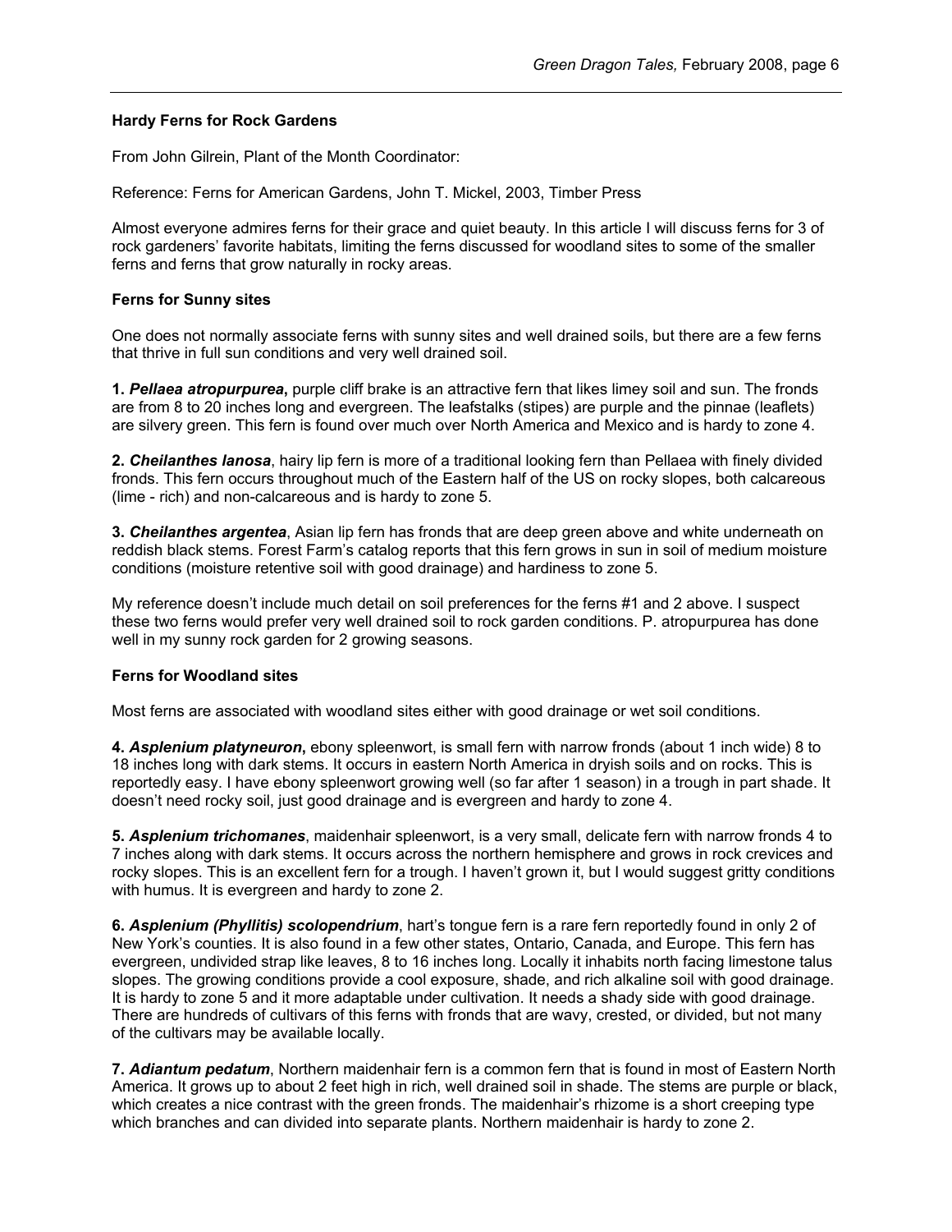## Hardy Ferns for Rock Gardens

From John Gilrein, Plant of the Month Coordinator:

Reference: Ferns for American Gardens, John T. Mickel, 2003, Timber Press

Almost everyone admires ferns for their grace and quiet beauty. In this article I will discuss ferns for 3 of rock gardeners' favorite habitats, limiting the ferns discussed for woodland sites to some of the smaller ferns and ferns that grow naturally in rocky areas.

### Ferns for Sunny sites

One does not normally associate ferns with sunny sites and well drained soils, but there are a few ferns that thrive in full sun conditions and very well drained soil.

**1. *Pellaea atropurpurea*,** purple cliff brake is an attractive fern that likes limey soil and sun. The fronds are from 8 to 20 inches long and evergreen. The leafstalks (stipes) are purple and the pinnae (leaflets) are silvery green. This fern is found over much over North America and Mexico and is hardy to zone 4.

**2. *Cheilanthes lanosa***, hairy lip fern is more of a traditional looking fern than Pellaea with finely divided fronds. This fern occurs throughout much of the Eastern half of the US on rocky slopes, both calcareous (lime - rich) and non-calcareous and is hardy to zone 5.

**3. *Cheilanthes argentea***, Asian lip fern has fronds that are deep green above and white underneath on reddish black stems. Forest Farm's catalog reports that this fern grows in sun in soil of medium moisture conditions (moisture retentive soil with good drainage) and hardiness to zone 5.

My reference doesn't include much detail on soil preferences for the ferns #1 and 2 above. I suspect these two ferns would prefer very well drained soil to rock garden conditions. P. atropurpurea has done well in my sunny rock garden for 2 growing seasons.

### Ferns for Woodland sites

Most ferns are associated with woodland sites either with good drainage or wet soil conditions.

**4. *Asplenium platyneuron*,** ebony spleenwort, is small fern with narrow fronds (about 1 inch wide) 8 to 18 inches long with dark stems. It occurs in eastern North America in dryish soils and on rocks. This is reportedly easy. I have ebony spleenwort growing well (so far after 1 season) in a trough in part shade. It doesn't need rocky soil, just good drainage and is evergreen and hardy to zone 4.

**5. *Asplenium trichomanes***, maidenhair spleenwort, is a very small, delicate fern with narrow fronds 4 to 7 inches along with dark stems. It occurs across the northern hemisphere and grows in rock crevices and rocky slopes. This is an excellent fern for a trough. I haven't grown it, but I would suggest gritty conditions with humus. It is evergreen and hardy to zone 2.

**6. *Asplenium (Phyllitis) scolopendrium***, hart's tongue fern is a rare fern reportedly found in only 2 of New York's counties. It is also found in a few other states, Ontario, Canada, and Europe. This fern has evergreen, undivided strap like leaves, 8 to 16 inches long. Locally it inhabits north facing limestone talus slopes. The growing conditions provide a cool exposure, shade, and rich alkaline soil with good drainage. It is hardy to zone 5 and it more adaptable under cultivation. It needs a shady side with good drainage. There are hundreds of cultivars of this ferns with fronds that are wavy, crested, or divided, but not many of the cultivars may be available locally.

**7. *Adiantum pedatum***, Northern maidenhair fern is a common fern that is found in most of Eastern North America. It grows up to about 2 feet high in rich, well drained soil in shade. The stems are purple or black, which creates a nice contrast with the green fronds. The maidenhair's rhizome is a short creeping type which branches and can divided into separate plants. Northern maidenhair is hardy to zone 2.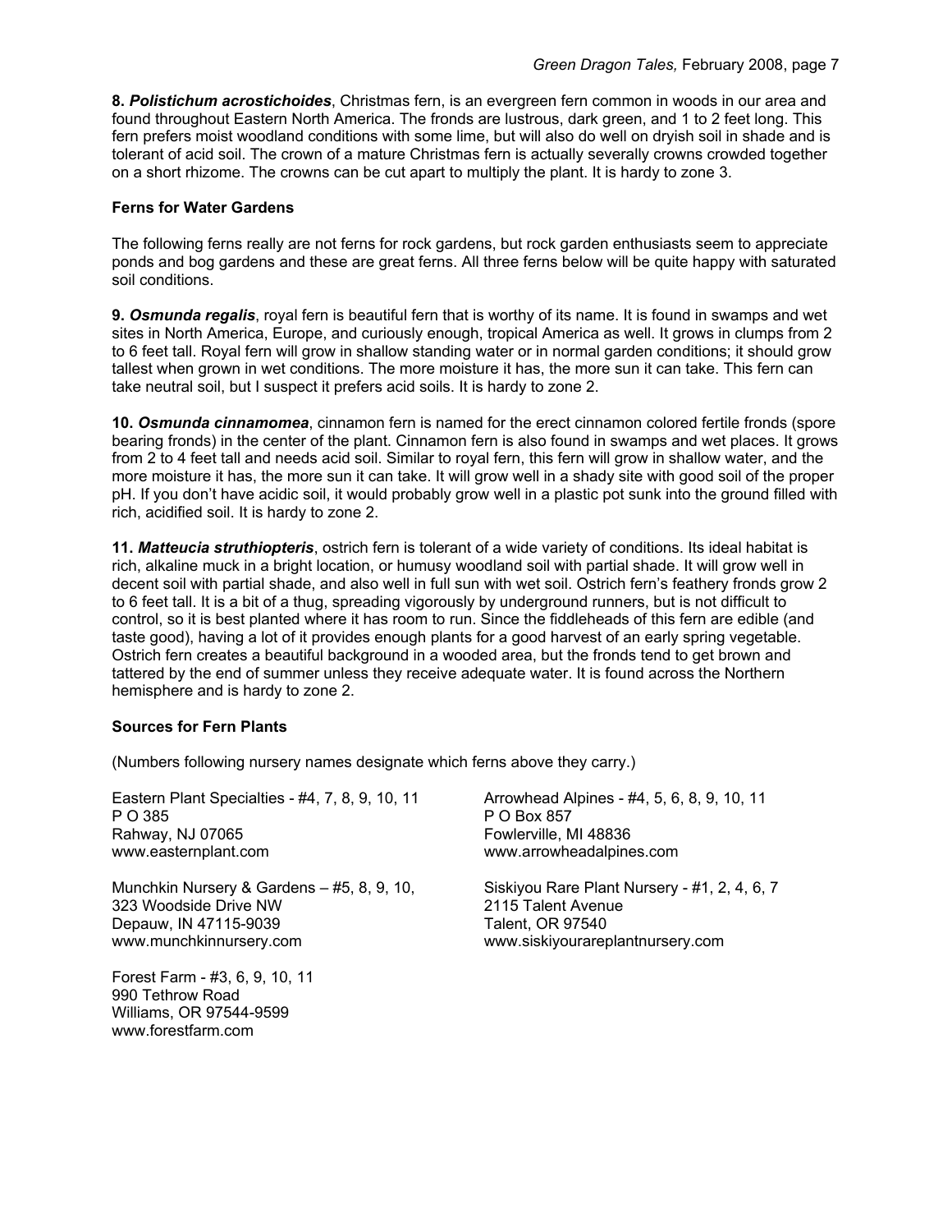**8. *Polistichum acrostichoides***, Christmas fern, is an evergreen fern common in woods in our area and found throughout Eastern North America. The fronds are lustrous, dark green, and 1 to 2 feet long. This fern prefers moist woodland conditions with some lime, but will also do well on dryish soil in shade and is tolerant of acid soil. The crown of a mature Christmas fern is actually severally crowns crowded together on a short rhizome. The crowns can be cut apart to multiply the plant. It is hardy to zone 3.

**Ferns for Water Gardens**

The following ferns really are not ferns for rock gardens, but rock garden enthusiasts seem to appreciate ponds and bog gardens and these are great ferns. All three ferns below will be quite happy with saturated soil conditions.

**9. *Osmunda regalis***, royal fern is beautiful fern that is worthy of its name. It is found in swamps and wet sites in North America, Europe, and curiously enough, tropical America as well. It grows in clumps from 2 to 6 feet tall. Royal fern will grow in shallow standing water or in normal garden conditions; it should grow tallest when grown in wet conditions. The more moisture it has, the more sun it can take. This fern can take neutral soil, but I suspect it prefers acid soils. It is hardy to zone 2.

**10. *Osmunda cinnamomea***, cinnamon fern is named for the erect cinnamon colored fertile fronds (spore bearing fronds) in the center of the plant. Cinnamon fern is also found in swamps and wet places. It grows from 2 to 4 feet tall and needs acid soil. Similar to royal fern, this fern will grow in shallow water, and the more moisture it has, the more sun it can take. It will grow well in a shady site with good soil of the proper pH. If you don't have acidic soil, it would probably grow well in a plastic pot sunk into the ground filled with rich, acidified soil. It is hardy to zone 2.

**11. *Matteucia struthiopteris***, ostrich fern is tolerant of a wide variety of conditions. Its ideal habitat is rich, alkaline muck in a bright location, or humusy woodland soil with partial shade. It will grow well in decent soil with partial shade, and also well in full sun with wet soil. Ostrich fern's feathery fronds grow 2 to 6 feet tall. It is a bit of a thug, spreading vigorously by underground runners, but is not difficult to control, so it is best planted where it has room to run. Since the fiddleheads of this fern are edible (and taste good), having a lot of it provides enough plants for a good harvest of an early spring vegetable. Ostrich fern creates a beautiful background in a wooded area, but the fronds tend to get brown and tattered by the end of summer unless they receive adequate water. It is found across the Northern hemisphere and is hardy to zone 2.

**Sources for Fern Plants**

(Numbers following nursery names designate which ferns above they carry.)

Eastern Plant Specialties - #4, 7, 8, 9, 10, 11
P O 385
Rahway, NJ 07065
www.easternplant.com

Munchkin Nursery & Gardens – #5, 8, 9, 10,
323 Woodside Drive NW
Depauw, IN 47115-9039
www.munchkinnursery.com

Forest Farm - #3, 6, 9, 10, 11
990 Tethrow Road
Williams, OR 97544-9599
www.forestfarm.com

Arrowhead Alpines - #4, 5, 6, 8, 9, 10, 11
P O Box 857
Fowlerville, MI 48836
www.arrowheadalpines.com

Siskiyou Rare Plant Nursery - #1, 2, 4, 6, 7
2115 Talent Avenue
Talent, OR 97540
www.siskiyourareplantnursery.com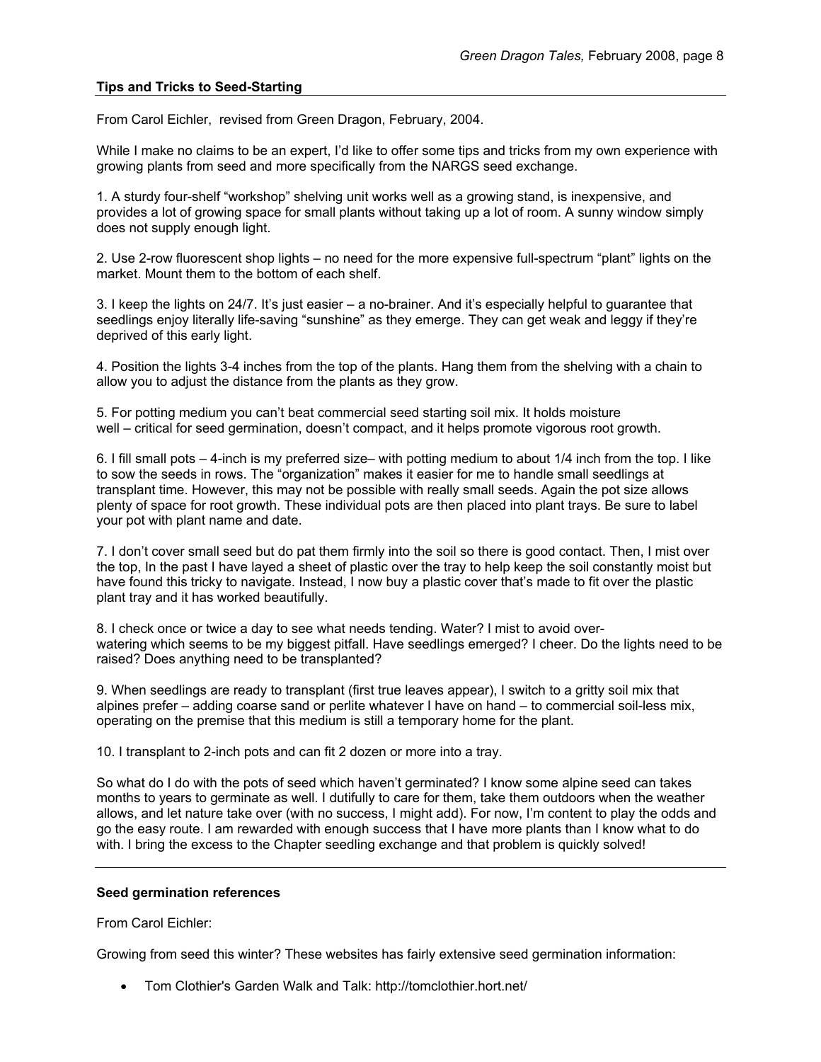### Tips and Tricks to Seed-Starting

From Carol Eichler, revised from Green Dragon, February, 2004.

While I make no claims to be an expert, I'd like to offer some tips and tricks from my own experience with growing plants from seed and more specifically from the NARGS seed exchange.

1. A sturdy four-shelf "workshop" shelving unit works well as a growing stand, is inexpensive, and provides a lot of growing space for small plants without taking up a lot of room. A sunny window simply does not supply enough light.

2. Use 2-row fluorescent shop lights – no need for the more expensive full-spectrum "plant" lights on the market. Mount them to the bottom of each shelf.

3. I keep the lights on 24/7. It's just easier – a no-brainer. And it's especially helpful to guarantee that seedlings enjoy literally life-saving "sunshine" as they emerge. They can get weak and leggy if they're deprived of this early light.

4. Position the lights 3-4 inches from the top of the plants. Hang them from the shelving with a chain to allow you to adjust the distance from the plants as they grow.

5. For potting medium you can't beat commercial seed starting soil mix. It holds moisture well – critical for seed germination, doesn't compact, and it helps promote vigorous root growth.

6. I fill small pots – 4-inch is my preferred size– with potting medium to about 1/4 inch from the top. I like to sow the seeds in rows. The "organization" makes it easier for me to handle small seedlings at transplant time. However, this may not be possible with really small seeds. Again the pot size allows plenty of space for root growth. These individual pots are then placed into plant trays. Be sure to label your pot with plant name and date.

7. I don't cover small seed but do pat them firmly into the soil so there is good contact. Then, I mist over the top, In the past I have layed a sheet of plastic over the tray to help keep the soil constantly moist but have found this tricky to navigate. Instead, I now buy a plastic cover that's made to fit over the plastic plant tray and it has worked beautifully.

8. I check once or twice a day to see what needs tending. Water? I mist to avoid over-watering which seems to be my biggest pitfall. Have seedlings emerged? I cheer. Do the lights need to be raised? Does anything need to be transplanted?

9. When seedlings are ready to transplant (first true leaves appear), I switch to a gritty soil mix that alpines prefer – adding coarse sand or perlite whatever I have on hand – to commercial soil-less mix, operating on the premise that this medium is still a temporary home for the plant.

10. I transplant to 2-inch pots and can fit 2 dozen or more into a tray.

So what do I do with the pots of seed which haven't germinated? I know some alpine seed can takes months to years to germinate as well. I dutifully to care for them, take them outdoors when the weather allows, and let nature take over (with no success, I might add). For now, I'm content to play the odds and go the easy route. I am rewarded with enough success that I have more plants than I know what to do with. I bring the excess to the Chapter seedling exchange and that problem is quickly solved!

---

### Seed germination references

From Carol Eichler:

Growing from seed this winter? These websites has fairly extensive seed germination information:

- Tom Clothier's Garden Walk and Talk: http://tomclothier.hort.net/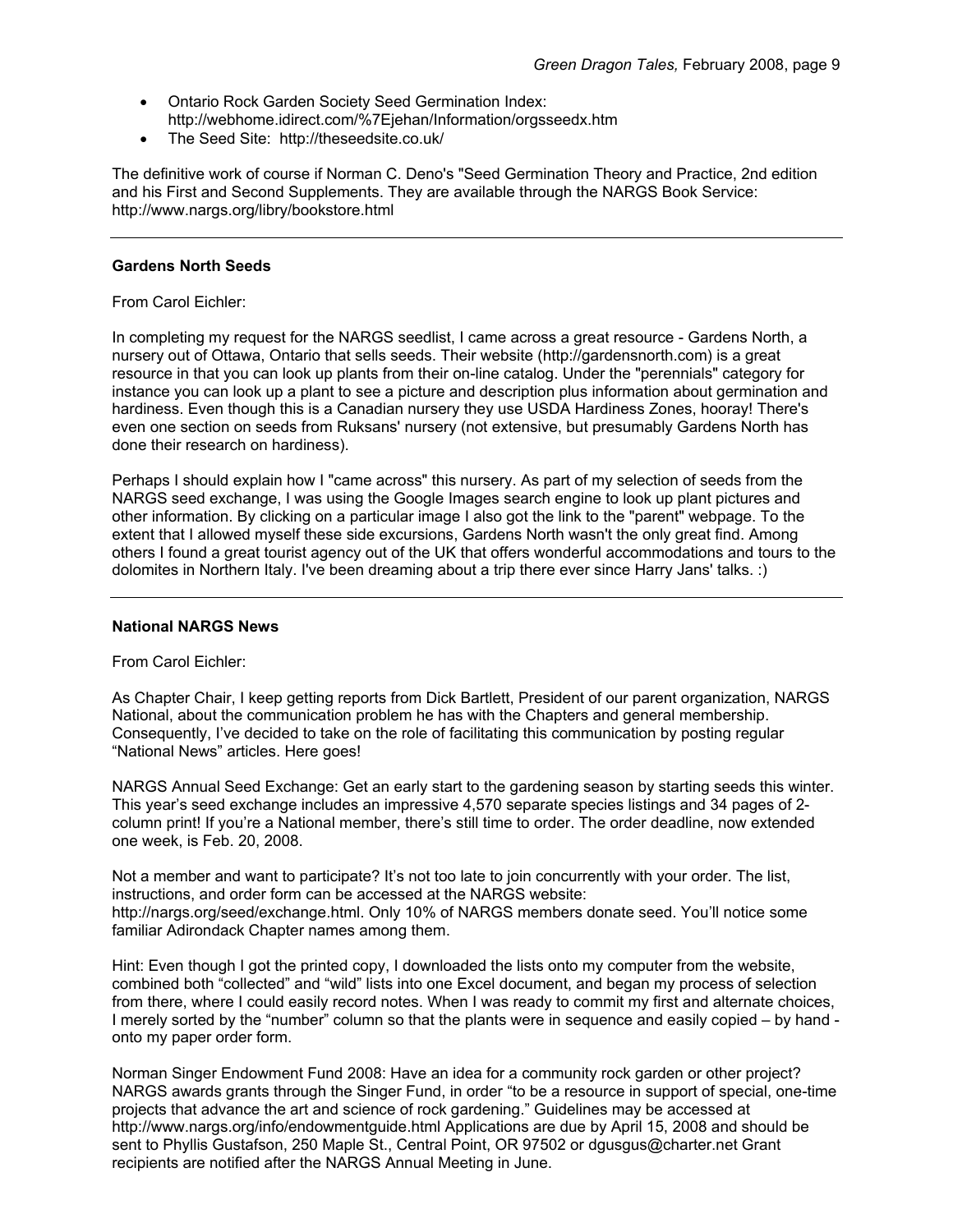- Ontario Rock Garden Society Seed Germination Index: http://webhome.idirect.com/%7Ejehan/Information/orgsseedx.htm
- The Seed Site: http://theseedsite.co.uk/

The definitive work of course if Norman C. Deno's "Seed Germination Theory and Practice, 2nd edition and his First and Second Supplements. They are available through the NARGS Book Service: http://www.nargs.org/libry/bookstore.html

---

**Gardens North Seeds**

From Carol Eichler:

In completing my request for the NARGS seedlist, I came across a great resource - Gardens North, a nursery out of Ottawa, Ontario that sells seeds. Their website (http://gardensnorth.com) is a great resource in that you can look up plants from their on-line catalog. Under the "perennials" category for instance you can look up a plant to see a picture and description plus information about germination and hardiness. Even though this is a Canadian nursery they use USDA Hardiness Zones, hooray! There's even one section on seeds from Ruksans' nursery (not extensive, but presumably Gardens North has done their research on hardiness).

Perhaps I should explain how I "came across" this nursery. As part of my selection of seeds from the NARGS seed exchange, I was using the Google Images search engine to look up plant pictures and other information. By clicking on a particular image I also got the link to the "parent" webpage. To the extent that I allowed myself these side excursions, Gardens North wasn't the only great find. Among others I found a great tourist agency out of the UK that offers wonderful accommodations and tours to the dolomites in Northern Italy. I've been dreaming about a trip there ever since Harry Jans' talks. :)

---

**National NARGS News**

From Carol Eichler:

As Chapter Chair, I keep getting reports from Dick Bartlett, President of our parent organization, NARGS National, about the communication problem he has with the Chapters and general membership. Consequently, I've decided to take on the role of facilitating this communication by posting regular "National News" articles. Here goes!

NARGS Annual Seed Exchange: Get an early start to the gardening season by starting seeds this winter. This year's seed exchange includes an impressive 4,570 separate species listings and 34 pages of 2-column print! If you're a National member, there's still time to order. The order deadline, now extended one week, is Feb. 20, 2008.

Not a member and want to participate? It's not too late to join concurrently with your order. The list, instructions, and order form can be accessed at the NARGS website: http://nargs.org/seed/exchange.html. Only 10% of NARGS members donate seed. You'll notice some familiar Adirondack Chapter names among them.

Hint: Even though I got the printed copy, I downloaded the lists onto my computer from the website, combined both "collected" and "wild" lists into one Excel document, and began my process of selection from there, where I could easily record notes. When I was ready to commit my first and alternate choices, I merely sorted by the "number" column so that the plants were in sequence and easily copied – by hand - onto my paper order form.

Norman Singer Endowment Fund 2008: Have an idea for a community rock garden or other project? NARGS awards grants through the Singer Fund, in order "to be a resource in support of special, one-time projects that advance the art and science of rock gardening." Guidelines may be accessed at http://www.nargs.org/info/endowmentguide.html Applications are due by April 15, 2008 and should be sent to Phyllis Gustafson, 250 Maple St., Central Point, OR 97502 or dgusgus@charter.net Grant recipients are notified after the NARGS Annual Meeting in June.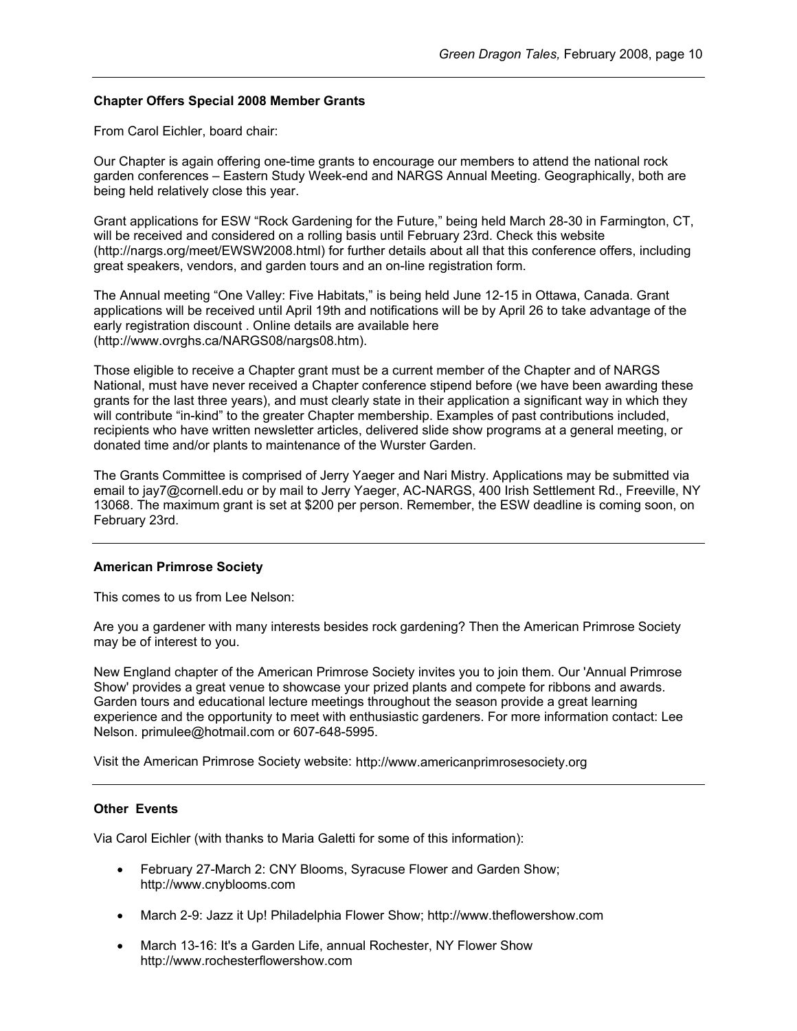## Chapter Offers Special 2008 Member Grants

From Carol Eichler, board chair:

Our Chapter is again offering one-time grants to encourage our members to attend the national rock garden conferences – Eastern Study Week-end and NARGS Annual Meeting. Geographically, both are being held relatively close this year.

Grant applications for ESW "Rock Gardening for the Future," being held March 28-30 in Farmington, CT, will be received and considered on a rolling basis until February 23rd. Check this website (http://nargs.org/meet/EWSW2008.html) for further details about all that this conference offers, including great speakers, vendors, and garden tours and an on-line registration form.

The Annual meeting "One Valley: Five Habitats," is being held June 12-15 in Ottawa, Canada. Grant applications will be received until April 19th and notifications will be by April 26 to take advantage of the early registration discount . Online details are available here (http://www.ovrghs.ca/NARGS08/nargs08.htm).

Those eligible to receive a Chapter grant must be a current member of the Chapter and of NARGS National, must have never received a Chapter conference stipend before (we have been awarding these grants for the last three years), and must clearly state in their application a significant way in which they will contribute "in-kind" to the greater Chapter membership. Examples of past contributions included, recipients who have written newsletter articles, delivered slide show programs at a general meeting, or donated time and/or plants to maintenance of the Wurster Garden.

The Grants Committee is comprised of Jerry Yaeger and Nari Mistry. Applications may be submitted via email to jay7@cornell.edu or by mail to Jerry Yaeger, AC-NARGS, 400 Irish Settlement Rd., Freeville, NY 13068. The maximum grant is set at $200 per person. Remember, the ESW deadline is coming soon, on February 23rd.

---

## American Primrose Society

This comes to us from Lee Nelson:

Are you a gardener with many interests besides rock gardening? Then the American Primrose Society may be of interest to you.

New England chapter of the American Primrose Society invites you to join them. Our 'Annual Primrose Show' provides a great venue to showcase your prized plants and compete for ribbons and awards. Garden tours and educational lecture meetings throughout the season provide a great learning experience and the opportunity to meet with enthusiastic gardeners. For more information contact: Lee Nelson. primulee@hotmail.com or 607-648-5995.

Visit the American Primrose Society website: http://www.americanprimrosesociety.org

---

## Other Events

Via Carol Eichler (with thanks to Maria Galetti for some of this information):

- February 27-March 2: CNY Blooms, Syracuse Flower and Garden Show; http://www.cnyblooms.com
- March 2-9: Jazz it Up! Philadelphia Flower Show; http://www.theflowershow.com
- March 13-16: It's a Garden Life, annual Rochester, NY Flower Show http://www.rochesterflowershow.com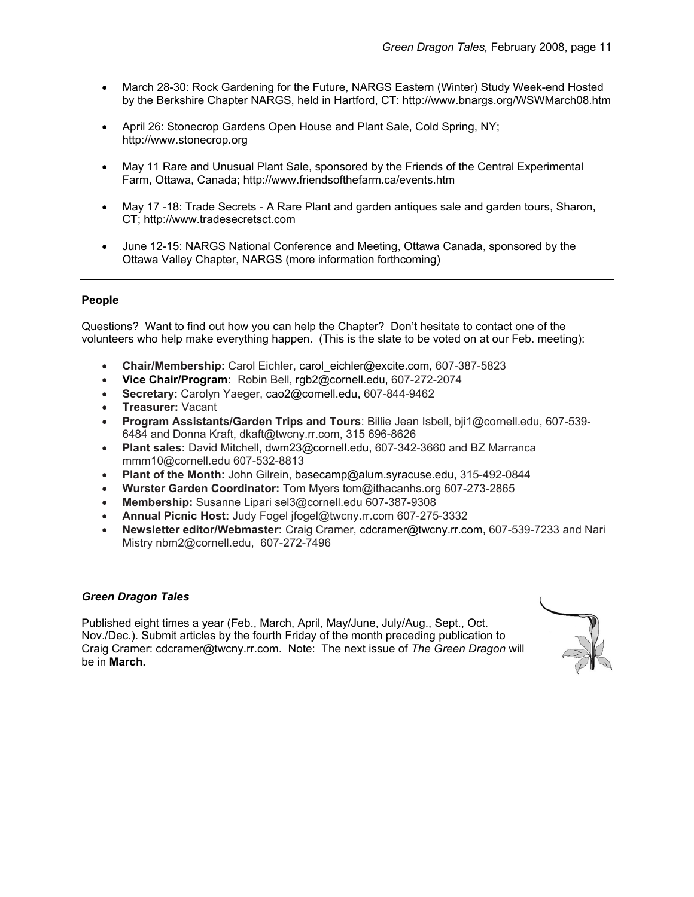- March 28-30: Rock Gardening for the Future, NARGS Eastern (Winter) Study Week-end Hosted by the Berkshire Chapter NARGS, held in Hartford, CT: http://www.bnargs.org/WSWMarch08.htm

- April 26: Stonecrop Gardens Open House and Plant Sale, Cold Spring, NY; http://www.stonecrop.org

- May 11 Rare and Unusual Plant Sale, sponsored by the Friends of the Central Experimental Farm, Ottawa, Canada; http://www.friendsofthefarm.ca/events.htm

- May 17 -18: Trade Secrets - A Rare Plant and garden antiques sale and garden tours, Sharon, CT; http://www.tradesecretsct.com

- June 12-15: NARGS National Conference and Meeting, Ottawa Canada, sponsored by the Ottawa Valley Chapter, NARGS (more information forthcoming)

---

**People**

Questions? Want to find out how you can help the Chapter? Don't hesitate to contact one of the volunteers who help make everything happen. (This is the slate to be voted on at our Feb. meeting):

- **Chair/Membership:** Carol Eichler, carol_eichler@excite.com, 607-387-5823
- **Vice Chair/Program:** Robin Bell, rgb2@cornell.edu, 607-272-2074
- **Secretary:** Carolyn Yaeger, cao2@cornell.edu, 607-844-9462
- **Treasurer:** Vacant
- **Program Assistants/Garden Trips and Tours**: Billie Jean Isbell, bji1@cornell.edu, 607-539-6484 and Donna Kraft, dkaft@twcny.rr.com, 315 696-8626
- **Plant sales:** David Mitchell, dwm23@cornell.edu, 607-342-3660 and BZ Marranca mmm10@cornell.edu 607-532-8813
- **Plant of the Month:** John Gilrein, basecamp@alum.syracuse.edu, 315-492-0844
- **Wurster Garden Coordinator:** Tom Myers tom@ithacanhs.org 607-273-2865
- **Membership:** Susanne Lipari sel3@cornell.edu 607-387-9308
- **Annual Picnic Host:** Judy Fogel jfogel@twcny.rr.com 607-275-3332
- **Newsletter editor/Webmaster:** Craig Cramer, cdcramer@twcny.rr.com, 607-539-7233 and Nari Mistry nbm2@cornell.edu, 607-272-7496

---

***Green Dragon Tales***

Published eight times a year (Feb., March, April, May/June, July/Aug., Sept., Oct. Nov./Dec.). Submit articles by the fourth Friday of the month preceding publication to Craig Cramer: cdcramer@twcny.rr.com. Note: The next issue of *The Green Dragon* will be in **March.**